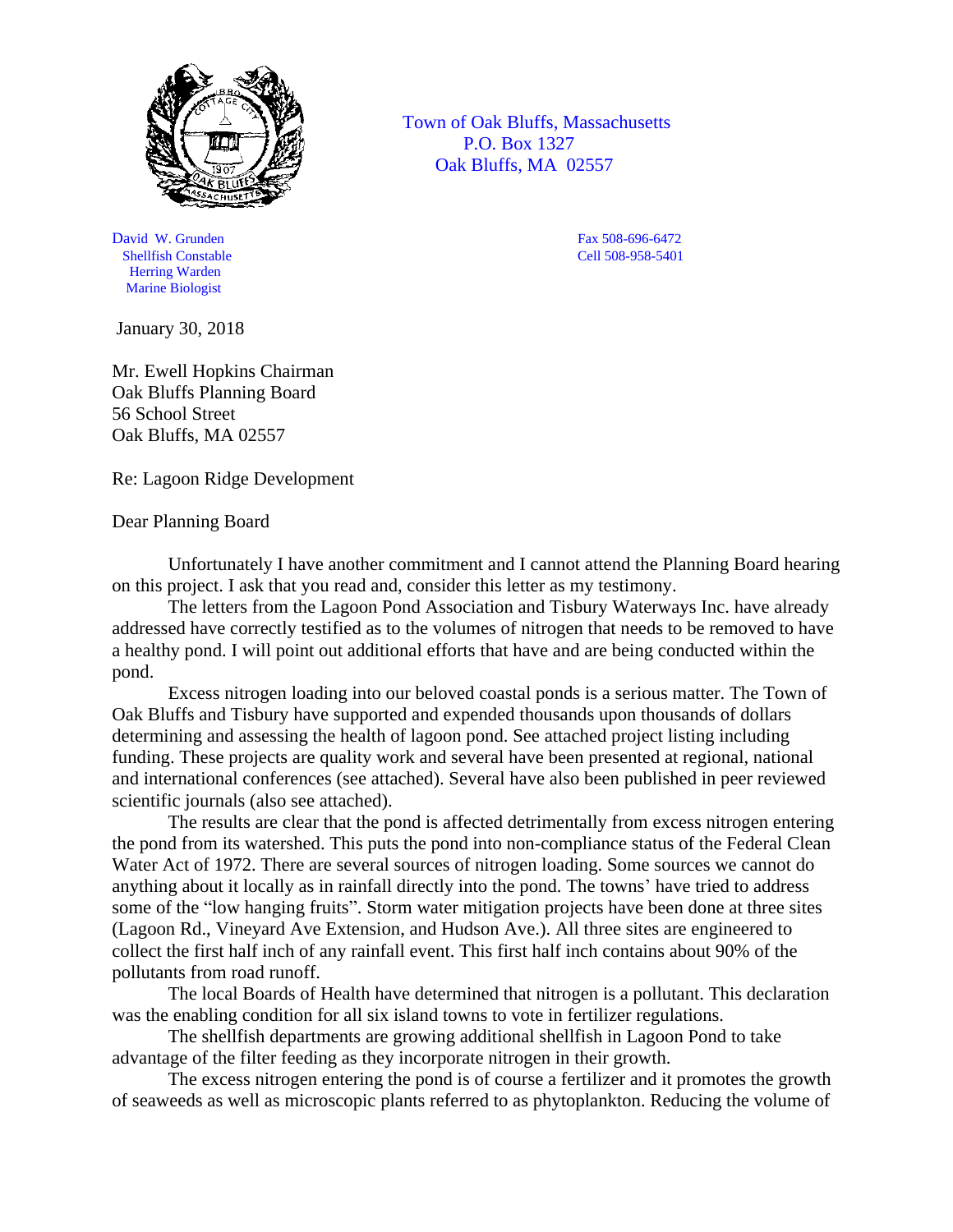Town of Oak Bluffs, Massachusetts
P.O. Box 1327
Oak Bluffs, MA 02557

David W. Grunden
Shellfish Constable
Herring Warden
Marine Biologist

Fax 508-696-6472
Cell 508-958-5401

January 30, 2018

Mr. Ewell Hopkins Chairman
Oak Bluffs Planning Board
56 School Street
Oak Bluffs, MA 02557

Re: Lagoon Ridge Development

Dear Planning Board

Unfortunately I have another commitment and I cannot attend the Planning Board hearing on this project. I ask that you read and, consider this letter as my testimony.

The letters from the Lagoon Pond Association and Tisbury Waterways Inc. have already addressed have correctly testified as to the volumes of nitrogen that needs to be removed to have a healthy pond. I will point out additional efforts that have and are being conducted within the pond.

Excess nitrogen loading into our beloved coastal ponds is a serious matter. The Town of Oak Bluffs and Tisbury have supported and expended thousands upon thousands of dollars determining and assessing the health of lagoon pond. See attached project listing including funding. These projects are quality work and several have been presented at regional, national and international conferences (see attached). Several have also been published in peer reviewed scientific journals (also see attached).

The results are clear that the pond is affected detrimentally from excess nitrogen entering the pond from its watershed. This puts the pond into non-compliance status of the Federal Clean Water Act of 1972. There are several sources of nitrogen loading. Some sources we cannot do anything about it locally as in rainfall directly into the pond. The towns' have tried to address some of the "low hanging fruits". Storm water mitigation projects have been done at three sites (Lagoon Rd., Vineyard Ave Extension, and Hudson Ave.). All three sites are engineered to collect the first half inch of any rainfall event. This first half inch contains about 90% of the pollutants from road runoff.

The local Boards of Health have determined that nitrogen is a pollutant. This declaration was the enabling condition for all six island towns to vote in fertilizer regulations.

The shellfish departments are growing additional shellfish in Lagoon Pond to take advantage of the filter feeding as they incorporate nitrogen in their growth.

The excess nitrogen entering the pond is of course a fertilizer and it promotes the growth of seaweeds as well as microscopic plants referred to as phytoplankton. Reducing the volume of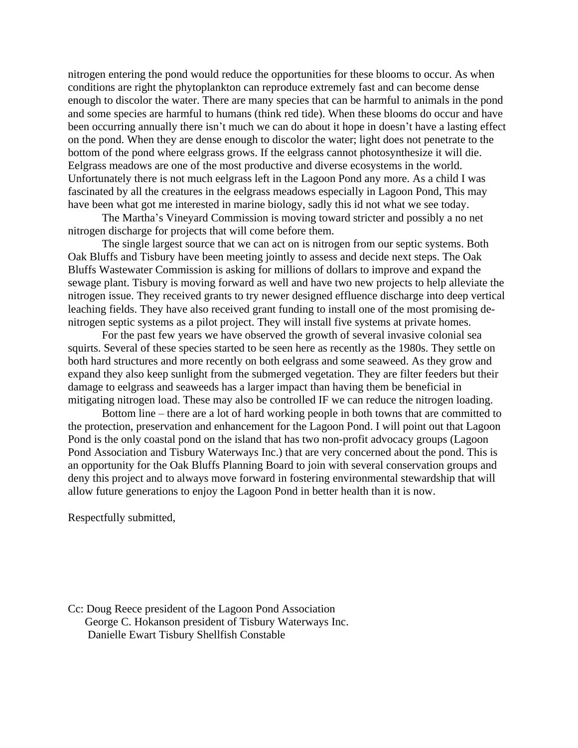nitrogen entering the pond would reduce the opportunities for these blooms to occur. As when conditions are right the phytoplankton can reproduce extremely fast and can become dense enough to discolor the water. There are many species that can be harmful to animals in the pond and some species are harmful to humans (think red tide). When these blooms do occur and have been occurring annually there isn't much we can do about it hope in doesn't have a lasting effect on the pond. When they are dense enough to discolor the water; light does not penetrate to the bottom of the pond where eelgrass grows. If the eelgrass cannot photosynthesize it will die. Eelgrass meadows are one of the most productive and diverse ecosystems in the world. Unfortunately there is not much eelgrass left in the Lagoon Pond any more. As a child I was fascinated by all the creatures in the eelgrass meadows especially in Lagoon Pond, This may have been what got me interested in marine biology, sadly this id not what we see today.

The Martha's Vineyard Commission is moving toward stricter and possibly a no net nitrogen discharge for projects that will come before them.

The single largest source that we can act on is nitrogen from our septic systems. Both Oak Bluffs and Tisbury have been meeting jointly to assess and decide next steps. The Oak Bluffs Wastewater Commission is asking for millions of dollars to improve and expand the sewage plant. Tisbury is moving forward as well and have two new projects to help alleviate the nitrogen issue. They received grants to try newer designed effluence discharge into deep vertical leaching fields. They have also received grant funding to install one of the most promising de-nitrogen septic systems as a pilot project. They will install five systems at private homes.

For the past few years we have observed the growth of several invasive colonial sea squirts. Several of these species started to be seen here as recently as the 1980s. They settle on both hard structures and more recently on both eelgrass and some seaweed. As they grow and expand they also keep sunlight from the submerged vegetation. They are filter feeders but their damage to eelgrass and seaweeds has a larger impact than having them be beneficial in mitigating nitrogen load. These may also be controlled IF we can reduce the nitrogen loading.

Bottom line – there are a lot of hard working people in both towns that are committed to the protection, preservation and enhancement for the Lagoon Pond. I will point out that Lagoon Pond is the only coastal pond on the island that has two non-profit advocacy groups (Lagoon Pond Association and Tisbury Waterways Inc.) that are very concerned about the pond. This is an opportunity for the Oak Bluffs Planning Board to join with several conservation groups and deny this project and to always move forward in fostering environmental stewardship that will allow future generations to enjoy the Lagoon Pond in better health than it is now.

Respectfully submitted,

Cc: Doug Reece president of the Lagoon Pond Association
George C. Hokanson president of Tisbury Waterways Inc.
Danielle Ewart Tisbury Shellfish Constable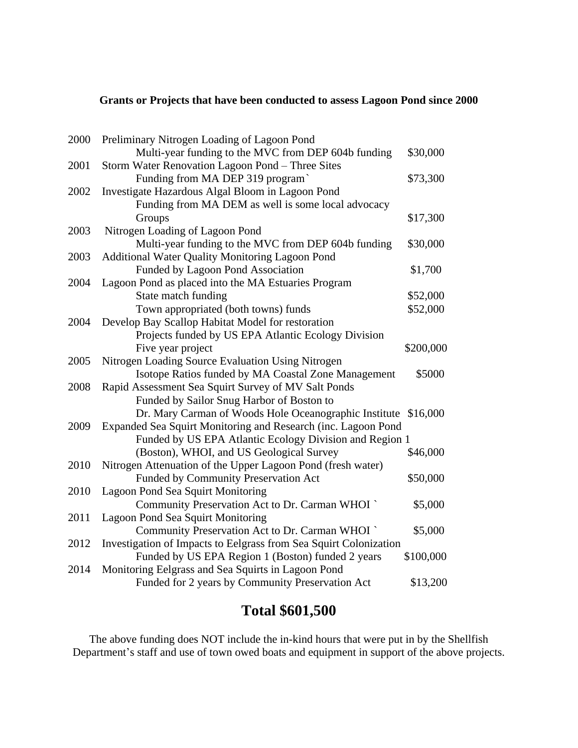**Grants or Projects that have been conducted to assess Lagoon Pond since 2000**

| Year | Project | Amount |
|---|---|---|
| 2000 | Preliminary Nitrogen Loading of Lagoon Pond<br>Multi-year funding to the MVC from DEP 604b funding | $30,000 |
| 2001 | Storm Water Renovation Lagoon Pond – Three Sites<br>Funding from MA DEP 319 program` | $73,300 |
| 2002 | Investigate Hazardous Algal Bloom in Lagoon Pond<br>Funding from MA DEM as well is some local advocacy Groups | $17,300 |
| 2003 | Nitrogen Loading of Lagoon Pond<br>Multi-year funding to the MVC from DEP 604b funding | $30,000 |
| 2003 | Additional Water Quality Monitoring Lagoon Pond<br>Funded by Lagoon Pond Association | $1,700 |
| 2004 | Lagoon Pond as placed into the MA Estuaries Program<br>State match funding | $52,000 |
| | Town appropriated (both towns) funds | $52,000 |
| 2004 | Develop Bay Scallop Habitat Model for restoration<br>Projects funded by US EPA Atlantic Ecology Division<br>Five year project | $200,000 |
| 2005 | Nitrogen Loading Source Evaluation Using Nitrogen<br>Isotope Ratios funded by MA Coastal Zone Management | $5000 |
| 2008 | Rapid Assessment Sea Squirt Survey of MV Salt Ponds<br>Funded by Sailor Snug Harbor of Boston to<br>Dr. Mary Carman of Woods Hole Oceanographic Institute | $16,000 |
| 2009 | Expanded Sea Squirt Monitoring and Research (inc. Lagoon Pond<br>Funded by US EPA Atlantic Ecology Division and Region 1<br>(Boston), WHOI, and US Geological Survey | $46,000 |
| 2010 | Nitrogen Attenuation of the Upper Lagoon Pond (fresh water)<br>Funded by Community Preservation Act | $50,000 |
| 2010 | Lagoon Pond Sea Squirt Monitoring<br>Community Preservation Act to Dr. Carman WHOI ` | $5,000 |
| 2011 | Lagoon Pond Sea Squirt Monitoring<br>Community Preservation Act to Dr. Carman WHOI ` | $5,000 |
| 2012 | Investigation of Impacts to Eelgrass from Sea Squirt Colonization<br>Funded by US EPA Region 1 (Boston) funded 2 years | $100,000 |
| 2014 | Monitoring Eelgrass and Sea Squirts in Lagoon Pond<br>Funded for 2 years by Community Preservation Act | $13,200 |

# Total $601,500

The above funding does NOT include the in-kind hours that were put in by the Shellfish Department's staff and use of town owed boats and equipment in support of the above projects.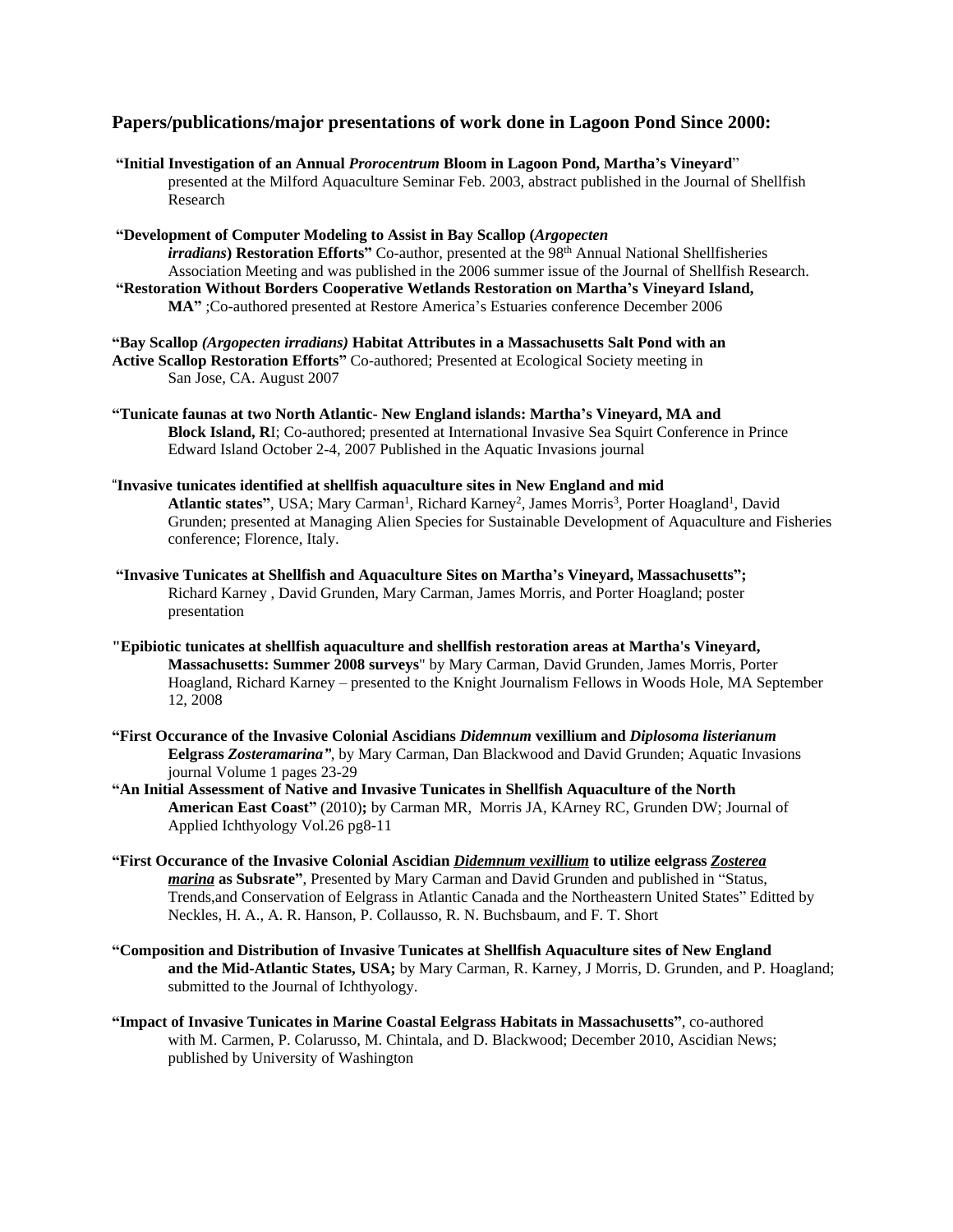## Papers/publications/major presentations of work done in Lagoon Pond Since 2000:

**"Initial Investigation of an Annual *Prorocentrum* Bloom in Lagoon Pond, Martha's Vineyard**" presented at the Milford Aquaculture Seminar Feb. 2003, abstract published in the Journal of Shellfish Research

**"Development of Computer Modeling to Assist in Bay Scallop (*Argopecten irradians*) Restoration Efforts"** Co-author, presented at the 98th Annual National Shellfisheries Association Meeting and was published in the 2006 summer issue of the Journal of Shellfish Research.

**"Restoration Without Borders Cooperative Wetlands Restoration on Martha's Vineyard Island, MA"** ;Co-authored presented at Restore America's Estuaries conference December 2006

**"Bay Scallop *(Argopecten irradians)* Habitat Attributes in a Massachusetts Salt Pond with an Active Scallop Restoration Efforts"** Co-authored; Presented at Ecological Society meeting in San Jose, CA. August 2007

**"Tunicate faunas at two North Atlantic- New England islands: Martha's Vineyard, MA and Block Island, R**I; Co-authored; presented at International Invasive Sea Squirt Conference in Prince Edward Island October 2-4, 2007 Published in the Aquatic Invasions journal

"**Invasive tunicates identified at shellfish aquaculture sites in New England and mid Atlantic states"**, USA; Mary Carman[1], Richard Karney[2], James Morris[3], Porter Hoagland[1], David Grunden; presented at Managing Alien Species for Sustainable Development of Aquaculture and Fisheries conference; Florence, Italy.

**"Invasive Tunicates at Shellfish and Aquaculture Sites on Martha's Vineyard, Massachusetts";** Richard Karney , David Grunden, Mary Carman, James Morris, and Porter Hoagland; poster presentation

**"Epibiotic tunicates at shellfish aquaculture and shellfish restoration areas at Martha's Vineyard, Massachusetts: Summer 2008 surveys**" by Mary Carman, David Grunden, James Morris, Porter Hoagland, Richard Karney – presented to the Knight Journalism Fellows in Woods Hole, MA September 12, 2008

**"First Occurance of the Invasive Colonial Ascidians *Didemnum* vexillium and *Diplosoma listerianum* Eelgrass *Zosteramarina"***, by Mary Carman, Dan Blackwood and David Grunden; Aquatic Invasions journal Volume 1 pages 23-29

**"An Initial Assessment of Native and Invasive Tunicates in Shellfish Aquaculture of the North American East Coast"** (2010)**;** by Carman MR, Morris JA, KArney RC, Grunden DW; Journal of Applied Ichthyology Vol.26 pg8-11

**"First Occurance of the Invasive Colonial Ascidian *Didemnum vexillium* to utilize eelgrass *Zosterea marina* as Subsrate"**, Presented by Mary Carman and David Grunden and published in "Status, Trends,and Conservation of Eelgrass in Atlantic Canada and the Northeastern United States" Editted by Neckles, H. A., A. R. Hanson, P. Collausso, R. N. Buchsbaum, and F. T. Short

**"Composition and Distribution of Invasive Tunicates at Shellfish Aquaculture sites of New England and the Mid-Atlantic States, USA;** by Mary Carman, R. Karney, J Morris, D. Grunden, and P. Hoagland; submitted to the Journal of Ichthyology.

**"Impact of Invasive Tunicates in Marine Coastal Eelgrass Habitats in Massachusetts"**, co-authored with M. Carmen, P. Colarusso, M. Chintala, and D. Blackwood; December 2010, Ascidian News; published by University of Washington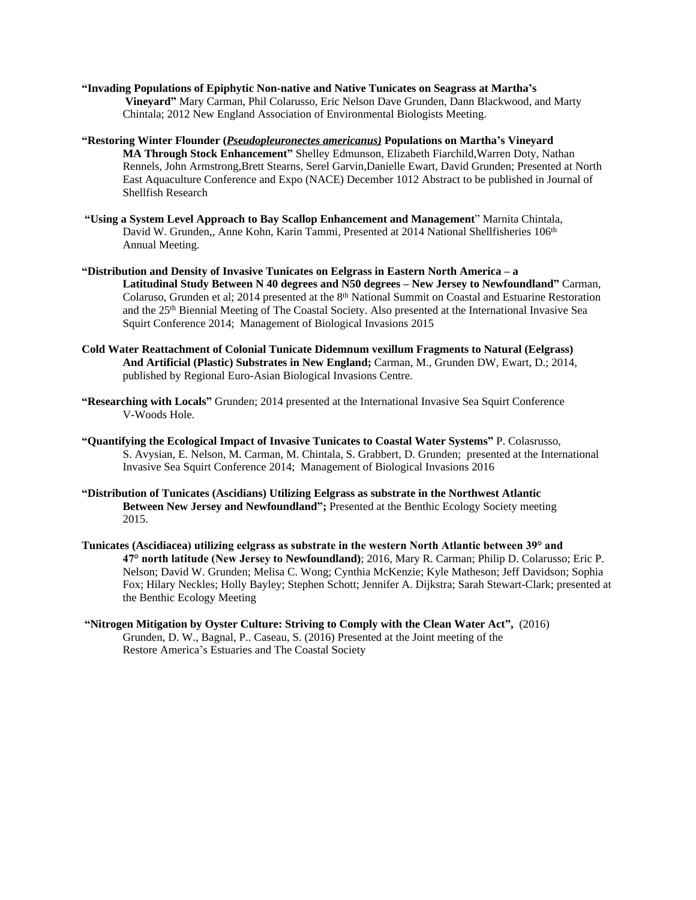**"Invading Populations of Epiphytic Non-native and Native Tunicates on Seagrass at Martha's Vineyard"** Mary Carman, Phil Colarusso, Eric Nelson Dave Grunden, Dann Blackwood, and Marty Chintala; 2012 New England Association of Environmental Biologists Meeting.

**"Restoring Winter Flounder (*Pseudopleuronectes americanus*) Populations on Martha's Vineyard MA Through Stock Enhancement"** Shelley Edmunson, Elizabeth Fiarchild,Warren Doty, Nathan Rennels, John Armstrong,Brett Stearns, Serel Garvin,Danielle Ewart, David Grunden; Presented at North East Aquaculture Conference and Expo (NACE) December 1012 Abstract to be published in Journal of Shellfish Research

**"Using a System Level Approach to Bay Scallop Enhancement and Management**" Marnita Chintala, David W. Grunden,, Anne Kohn, Karin Tammi, Presented at 2014 National Shellfisheries 106th Annual Meeting.

**"Distribution and Density of Invasive Tunicates on Eelgrass in Eastern North America – a Latitudinal Study Between N 40 degrees and N50 degrees – New Jersey to Newfoundland"** Carman, Colaruso, Grunden et al; 2014 presented at the 8th National Summit on Coastal and Estuarine Restoration and the 25th Biennial Meeting of The Coastal Society. Also presented at the International Invasive Sea Squirt Conference 2014; Management of Biological Invasions 2015

**Cold Water Reattachment of Colonial Tunicate Didemnum vexillum Fragments to Natural (Eelgrass) And Artificial (Plastic) Substrates in New England;** Carman, M., Grunden DW, Ewart, D.; 2014, published by Regional Euro-Asian Biological Invasions Centre.

**"Researching with Locals"** Grunden; 2014 presented at the International Invasive Sea Squirt Conference V-Woods Hole.

**"Quantifying the Ecological Impact of Invasive Tunicates to Coastal Water Systems"** P. Colasrusso, S. Avysian, E. Nelson, M. Carman, M. Chintala, S. Grabbert, D. Grunden; presented at the International Invasive Sea Squirt Conference 2014; Management of Biological Invasions 2016

**"Distribution of Tunicates (Ascidians) Utilizing Eelgrass as substrate in the Northwest Atlantic Between New Jersey and Newfoundland";** Presented at the Benthic Ecology Society meeting 2015.

**Tunicates (Ascidiacea) utilizing eelgrass as substrate in the western North Atlantic between 39° and 47° north latitude (New Jersey to Newfoundland)**; 2016, Mary R. Carman; Philip D. Colarusso; Eric P. Nelson; David W. Grunden; Melisa C. Wong; Cynthia McKenzie; Kyle Matheson; Jeff Davidson; Sophia Fox; Hilary Neckles; Holly Bayley; Stephen Schott; Jennifer A. Dijkstra; Sarah Stewart-Clark; presented at the Benthic Ecology Meeting

**"Nitrogen Mitigation by Oyster Culture: Striving to Comply with the Clean Water Act",** (2016) Grunden, D. W., Bagnal, P.. Caseau, S. (2016) Presented at the Joint meeting of the Restore America's Estuaries and The Coastal Society